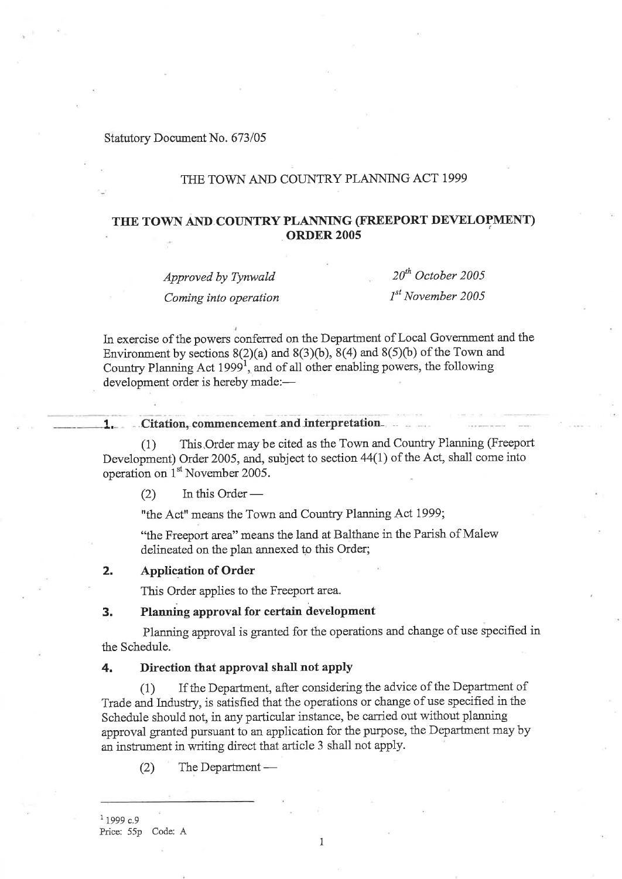Statutory Document No. 673/05

THE TOWN AND COUNTRY PLANNING ACT 1999

# THE TOWN AND COUNTRY PLANNING (FREEPORT DEVELOPMENT) ORDER 2005

| | |
|---|---|
| *Approved by Tynwald* | *20th October 2005* |
| *Coming into operation* | *1st November 2005* |

In exercise of the powers conferred on the Department of Local Government and the Environment by sections 8(2)(a) and 8(3)(b), 8(4) and 8(5)(b) of the Town and Country Planning Act 1999[1], and of all other enabling powers, the following development order is hereby made:—

### 1. Citation, commencement and interpretation

(1) This Order may be cited as the Town and Country Planning (Freeport Development) Order 2005, and, subject to section 44(1) of the Act, shall come into operation on 1st November 2005.

(2) In this Order —

"the Act" means the Town and Country Planning Act 1999;

"the Freeport area" means the land at Balthane in the Parish of Malew delineated on the plan annexed to this Order;

### 2. Application of Order

This Order applies to the Freeport area.

### 3. Planning approval for certain development

Planning approval is granted for the operations and change of use specified in the Schedule.

### 4. Direction that approval shall not apply

(1) If the Department, after considering the advice of the Department of Trade and Industry, is satisfied that the operations or change of use specified in the Schedule should not, in any particular instance, be carried out without planning approval granted pursuant to an application for the purpose, the Department may by an instrument in writing direct that article 3 shall not apply.

(2) The Department —

---

[1] 1999 c.9

Price: 55p Code: A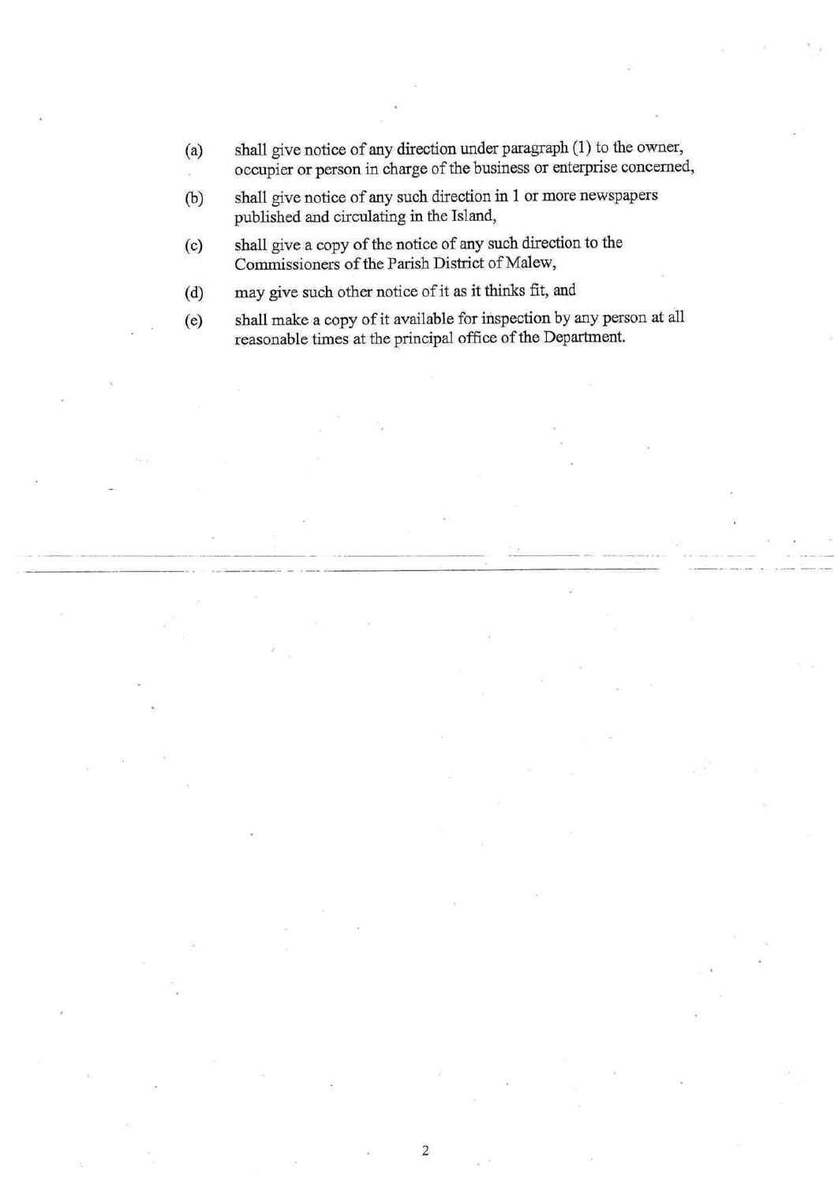(a) shall give notice of any direction under paragraph (1) to the owner, occupier or person in charge of the business or enterprise concerned,

(b) shall give notice of any such direction in 1 or more newspapers published and circulating in the Island,

(c) shall give a copy of the notice of any such direction to the Commissioners of the Parish District of Malew,

(d) may give such other notice of it as it thinks fit, and

(e) shall make a copy of it available for inspection by any person at all reasonable times at the principal office of the Department.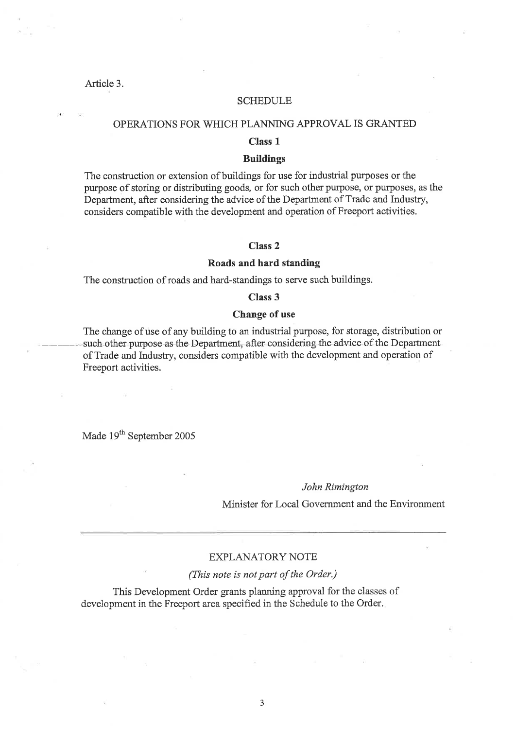Article 3.

## SCHEDULE

### OPERATIONS FOR WHICH PLANNING APPROVAL IS GRANTED

**Class 1**

**Buildings**

The construction or extension of buildings for use for industrial purposes or the purpose of storing or distributing goods, or for such other purpose, or purposes, as the Department, after considering the advice of the Department of Trade and Industry, considers compatible with the development and operation of Freeport activities.

**Class 2**

**Roads and hard standing**

The construction of roads and hard-standings to serve such buildings.

**Class 3**

**Change of use**

The change of use of any building to an industrial purpose, for storage, distribution or such other purpose as the Department, after considering the advice of the Department of Trade and Industry, considers compatible with the development and operation of Freeport activities.

Made 19th September 2005

*John Rimington*

Minister for Local Government and the Environment

---

EXPLANATORY NOTE

*(This note is not part of the Order.)*

This Development Order grants planning approval for the classes of development in the Freeport area specified in the Schedule to the Order.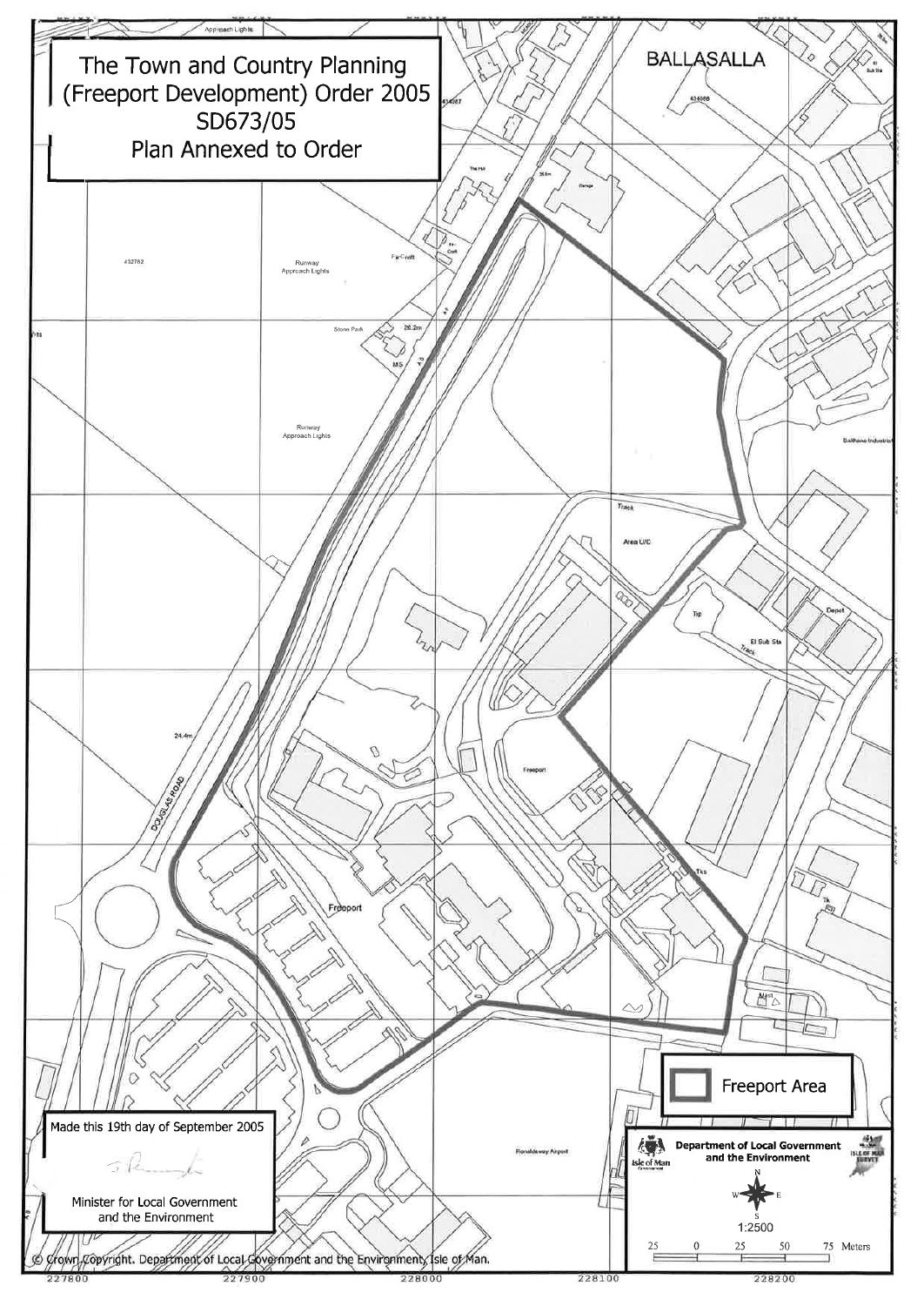# The Town and Country Planning (Freeport Development) Order 2005

## SD673/05

## Plan Annexed to Order

BALLASALLA

Freeport Area

Made this 19th day of September 2005

Minister for Local Government and the Environment

Department of Local Government and the Environment

1:2500

© Crown Copyright. Department of Local Government and the Environment, Isle of Man.